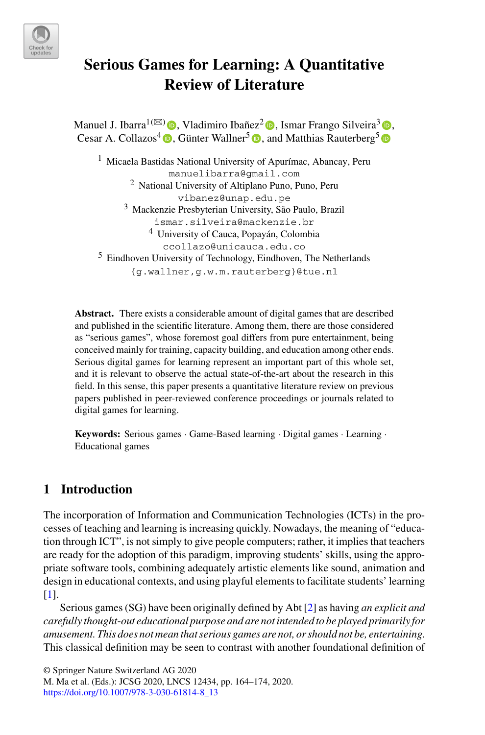# Serious Games for Learning: A Quantitative Review of Literature

Manuel J. Ibarra[1](✉), Vladimiro Ibañez[2], Ismar Frango Silveira[3], Cesar A. Collazos[4], Günter Wallner[5], and Matthias Rauterberg[5]

[1] Micaela Bastidas National University of Apurímac, Abancay, Peru
manuelibarra@gmail.com

[2] National University of Altiplano Puno, Puno, Peru
vibanez@unap.edu.pe

[3] Mackenzie Presbyterian University, São Paulo, Brazil
ismar.silveira@mackenzie.br

[4] University of Cauca, Popayán, Colombia
ccollazo@unicauca.edu.co

[5] Eindhoven University of Technology, Eindhoven, The Netherlands
{g.wallner,g.w.m.rauterberg}@tue.nl

**Abstract.** There exists a considerable amount of digital games that are described and published in the scientific literature. Among them, there are those considered as "serious games", whose foremost goal differs from pure entertainment, being conceived mainly for training, capacity building, and education among other ends. Serious digital games for learning represent an important part of this whole set, and it is relevant to observe the actual state-of-the-art about the research in this field. In this sense, this paper presents a quantitative literature review on previous papers published in peer-reviewed conference proceedings or journals related to digital games for learning.

**Keywords:** Serious games · Game-Based learning · Digital games · Learning · Educational games

## 1 Introduction

The incorporation of Information and Communication Technologies (ICTs) in the processes of teaching and learning is increasing quickly. Nowadays, the meaning of "education through ICT", is not simply to give people computers; rather, it implies that teachers are ready for the adoption of this paradigm, improving students' skills, using the appropriate software tools, combining adequately artistic elements like sound, animation and design in educational contexts, and using playful elements to facilitate students' learning [1].

Serious games (SG) have been originally defined by Abt [2] as having *an explicit and carefully thought-out educational purpose and are not intended to be played primarily for amusement. This does not mean that serious games are not, or should not be, entertaining.* This classical definition may be seen to contrast with another foundational definition of

© Springer Nature Switzerland AG 2020
M. Ma et al. (Eds.): JCSG 2020, LNCS 12434, pp. 164–174, 2020.
https://doi.org/10.1007/978-3-030-61814-8_13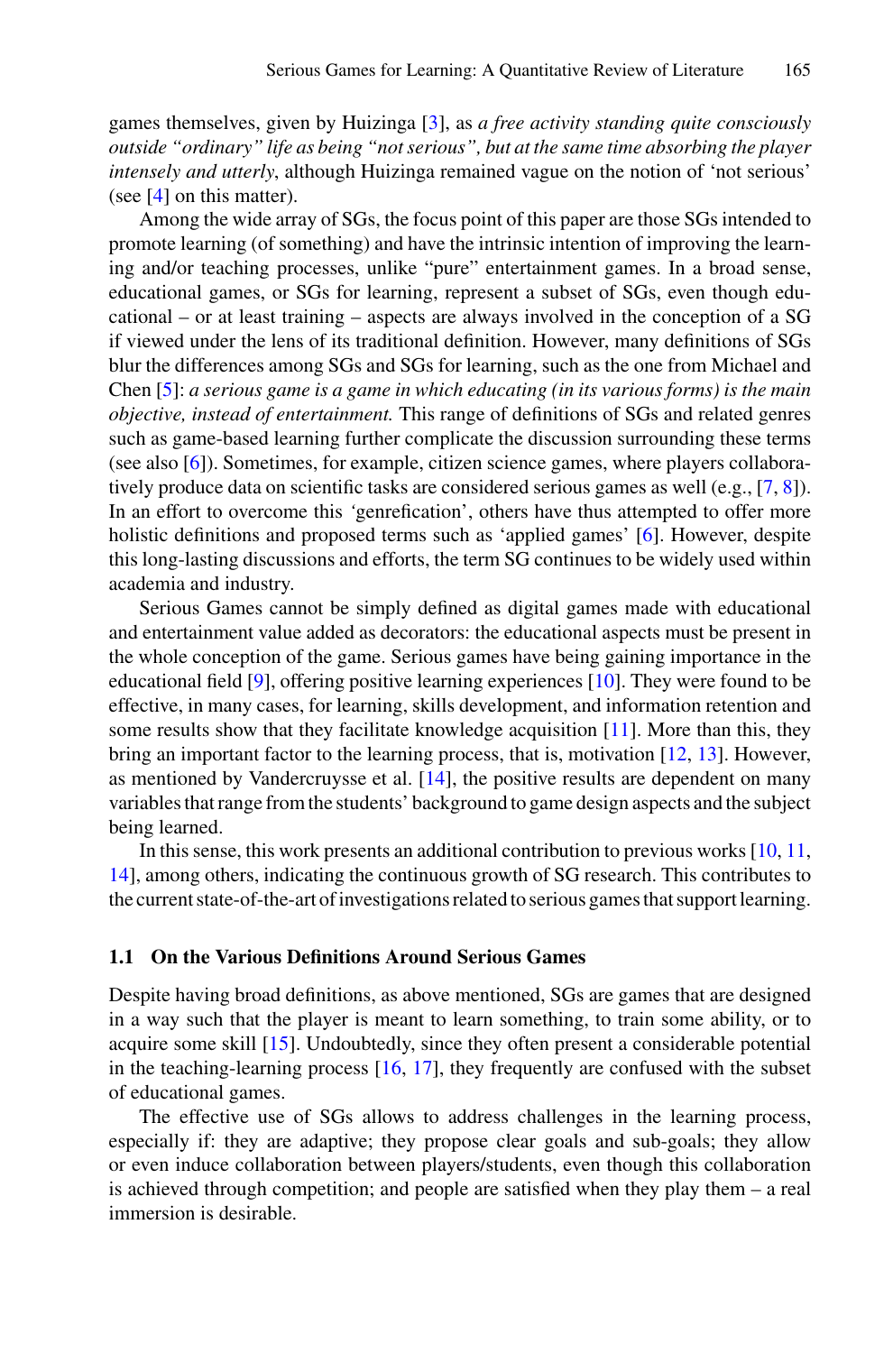games themselves, given by Huizinga [3], as *a free activity standing quite consciously outside "ordinary" life as being "not serious", but at the same time absorbing the player intensely and utterly*, although Huizinga remained vague on the notion of 'not serious' (see [4] on this matter).

Among the wide array of SGs, the focus point of this paper are those SGs intended to promote learning (of something) and have the intrinsic intention of improving the learning and/or teaching processes, unlike "pure" entertainment games. In a broad sense, educational games, or SGs for learning, represent a subset of SGs, even though educational – or at least training – aspects are always involved in the conception of a SG if viewed under the lens of its traditional definition. However, many definitions of SGs blur the differences among SGs and SGs for learning, such as the one from Michael and Chen [5]: *a serious game is a game in which educating (in its various forms) is the main objective, instead of entertainment.* This range of definitions of SGs and related genres such as game-based learning further complicate the discussion surrounding these terms (see also [6]). Sometimes, for example, citizen science games, where players collaboratively produce data on scientific tasks are considered serious games as well (e.g., [7, 8]). In an effort to overcome this 'genrefication', others have thus attempted to offer more holistic definitions and proposed terms such as 'applied games' [6]. However, despite this long-lasting discussions and efforts, the term SG continues to be widely used within academia and industry.

Serious Games cannot be simply defined as digital games made with educational and entertainment value added as decorators: the educational aspects must be present in the whole conception of the game. Serious games have being gaining importance in the educational field [9], offering positive learning experiences [10]. They were found to be effective, in many cases, for learning, skills development, and information retention and some results show that they facilitate knowledge acquisition [11]. More than this, they bring an important factor to the learning process, that is, motivation [12, 13]. However, as mentioned by Vandercruysse et al. [14], the positive results are dependent on many variables that range from the students' background to game design aspects and the subject being learned.

In this sense, this work presents an additional contribution to previous works [10, 11, 14], among others, indicating the continuous growth of SG research. This contributes to the current state-of-the-art of investigations related to serious games that support learning.

### 1.1 On the Various Definitions Around Serious Games

Despite having broad definitions, as above mentioned, SGs are games that are designed in a way such that the player is meant to learn something, to train some ability, or to acquire some skill [15]. Undoubtedly, since they often present a considerable potential in the teaching-learning process [16, 17], they frequently are confused with the subset of educational games.

The effective use of SGs allows to address challenges in the learning process, especially if: they are adaptive; they propose clear goals and sub-goals; they allow or even induce collaboration between players/students, even though this collaboration is achieved through competition; and people are satisfied when they play them – a real immersion is desirable.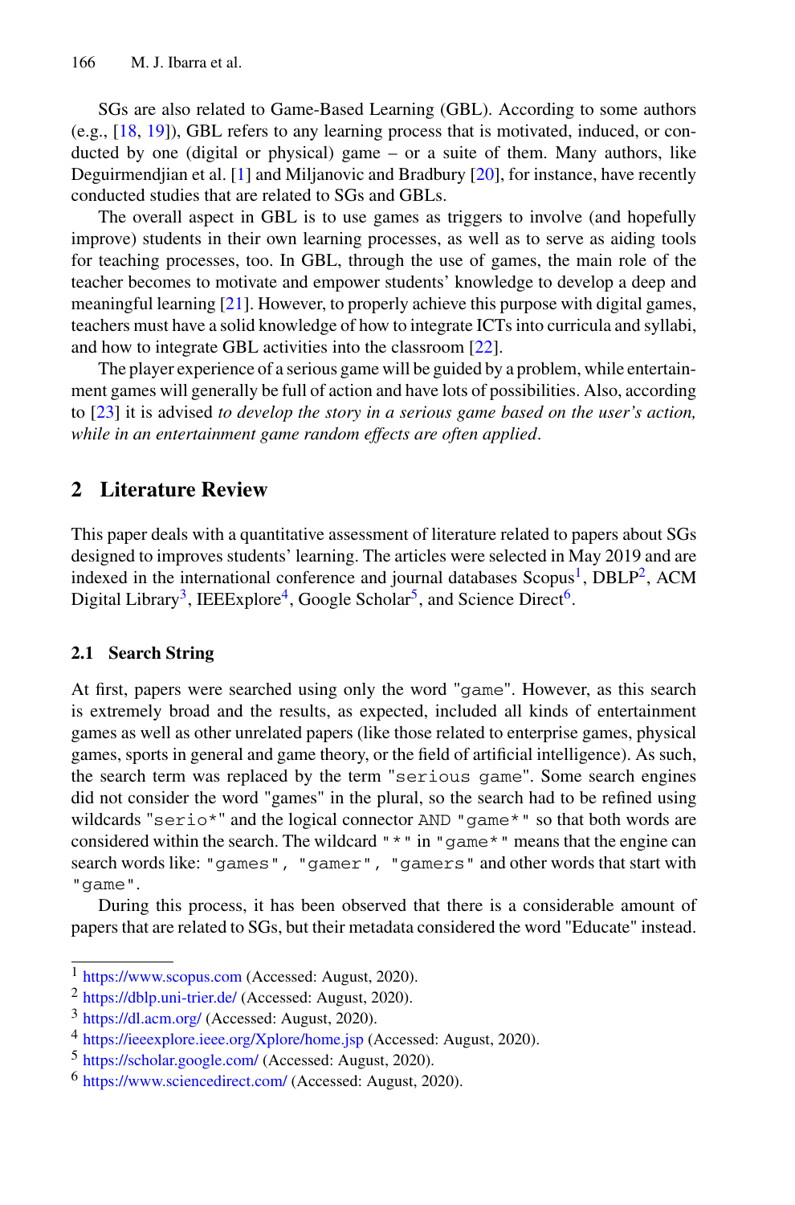SGs are also related to Game-Based Learning (GBL). According to some authors (e.g., [18, 19]), GBL refers to any learning process that is motivated, induced, or conducted by one (digital or physical) game – or a suite of them. Many authors, like Deguirmendjian et al. [1] and Miljanovic and Bradbury [20], for instance, have recently conducted studies that are related to SGs and GBLs.

The overall aspect in GBL is to use games as triggers to involve (and hopefully improve) students in their own learning processes, as well as to serve as aiding tools for teaching processes, too. In GBL, through the use of games, the main role of the teacher becomes to motivate and empower students' knowledge to develop a deep and meaningful learning [21]. However, to properly achieve this purpose with digital games, teachers must have a solid knowledge of how to integrate ICTs into curricula and syllabi, and how to integrate GBL activities into the classroom [22].

The player experience of a serious game will be guided by a problem, while entertainment games will generally be full of action and have lots of possibilities. Also, according to [23] it is advised *to develop the story in a serious game based on the user's action, while in an entertainment game random effects are often applied*.

## 2 Literature Review

This paper deals with a quantitative assessment of literature related to papers about SGs designed to improves students' learning. The articles were selected in May 2019 and are indexed in the international conference and journal databases Scopus[1], DBLP[2], ACM Digital Library[3], IEEExplore[4], Google Scholar[5], and Science Direct[6].

### 2.1 Search String

At first, papers were searched using only the word `"game"`. However, as this search is extremely broad and the results, as expected, included all kinds of entertainment games as well as other unrelated papers (like those related to enterprise games, physical games, sports in general and game theory, or the field of artificial intelligence). As such, the search term was replaced by the term `"serious game"`. Some search engines did not consider the word "games" in the plural, so the search had to be refined using wildcards `"serio*"` and the logical connector `AND` `"game*"` so that both words are considered within the search. The wildcard `"*"` in `"game*"` means that the engine can search words like: `"games", "gamer", "gamers"` and other words that start with `"game"`.

During this process, it has been observed that there is a considerable amount of papers that are related to SGs, but their metadata considered the word "Educate" instead.

---

[1] https://www.scopus.com (Accessed: August, 2020).
[2] https://dblp.uni-trier.de/ (Accessed: August, 2020).
[3] https://dl.acm.org/ (Accessed: August, 2020).
[4] https://ieeexplore.ieee.org/Xplore/home.jsp (Accessed: August, 2020).
[5] https://scholar.google.com/ (Accessed: August, 2020).
[6] https://www.sciencedirect.com/ (Accessed: August, 2020).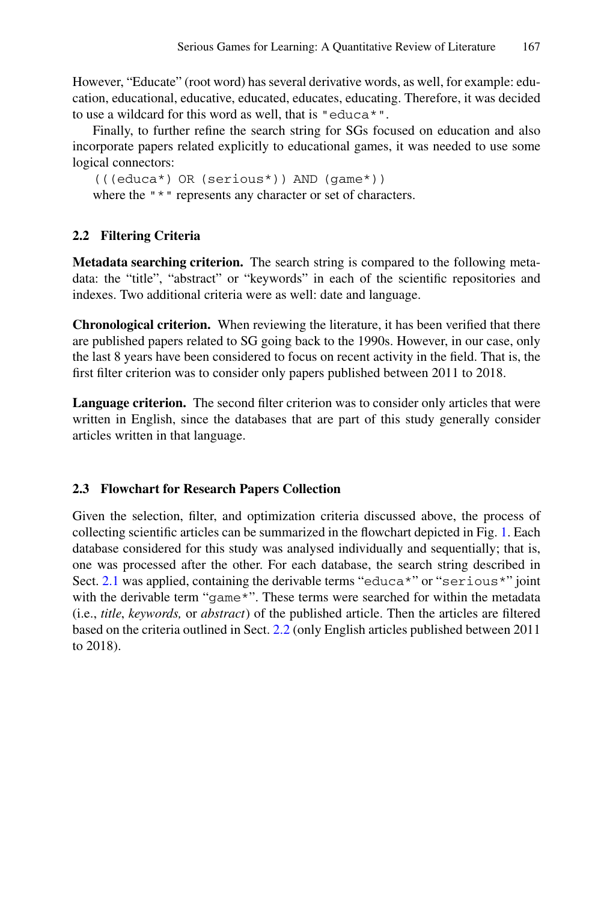However, "Educate" (root word) has several derivative words, as well, for example: education, educational, educative, educated, educates, educating. Therefore, it was decided to use a wildcard for this word as well, that is `"educa*"`.

Finally, to further refine the search string for SGs focused on education and also incorporate papers related explicitly to educational games, it was needed to use some logical connectors:

```
(((educa*) OR (serious*)) AND (game*))
```

where the `"*"` represents any character or set of characters.

### 2.2 Filtering Criteria

**Metadata searching criterion.** The search string is compared to the following metadata: the "title", "abstract" or "keywords" in each of the scientific repositories and indexes. Two additional criteria were as well: date and language.

**Chronological criterion.** When reviewing the literature, it has been verified that there are published papers related to SG going back to the 1990s. However, in our case, only the last 8 years have been considered to focus on recent activity in the field. That is, the first filter criterion was to consider only papers published between 2011 to 2018.

**Language criterion.** The second filter criterion was to consider only articles that were written in English, since the databases that are part of this study generally consider articles written in that language.

### 2.3 Flowchart for Research Papers Collection

Given the selection, filter, and optimization criteria discussed above, the process of collecting scientific articles can be summarized in the flowchart depicted in Fig. 1. Each database considered for this study was analysed individually and sequentially; that is, one was processed after the other. For each database, the search string described in Sect. 2.1 was applied, containing the derivable terms "`educa*`" or "`serious*`" joint with the derivable term "`game*`". These terms were searched for within the metadata (i.e., *title*, *keywords,* or *abstract*) of the published article. Then the articles are filtered based on the criteria outlined in Sect. 2.2 (only English articles published between 2011 to 2018).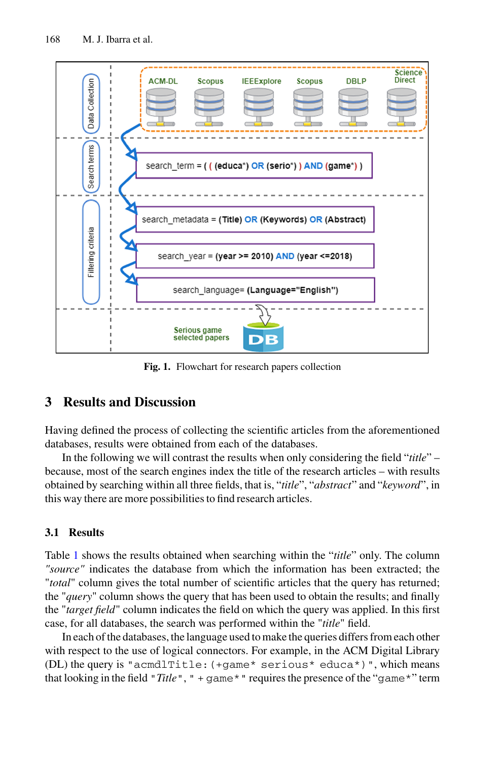**Fig. 1.** Flowchart for research papers collection

## 3 Results and Discussion

Having defined the process of collecting the scientific articles from the aforementioned databases, results were obtained from each of the databases.

In the following we will contrast the results when only considering the field "*title*" – because, most of the search engines index the title of the research articles – with results obtained by searching within all three fields, that is, "*title*", "*abstract*" and "*keyword*", in this way there are more possibilities to find research articles.

### 3.1 Results

Table 1 shows the results obtained when searching within the "*title*" only. The column *"source"* indicates the database from which the information has been extracted; the "*total*" column gives the total number of scientific articles that the query has returned; the "*query*" column shows the query that has been used to obtain the results; and finally the "*target field*" column indicates the field on which the query was applied. In this first case, for all databases, the search was performed within the "*title*" field.

In each of the databases, the language used to make the queries differs from each other with respect to the use of logical connectors. For example, in the ACM Digital Library (DL) the query is `"acmdlTitle:(+game* serious* educa*)"`, which means that looking in the field "*Title*", `" + game* "` requires the presence of the "`game*`" term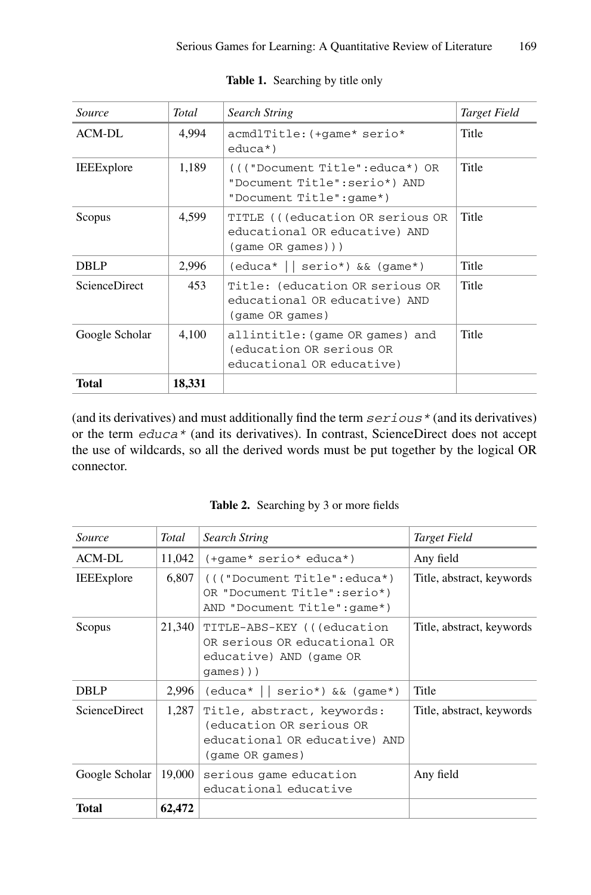**Table 1.** Searching by title only

| *Source* | *Total* | *Search String* | *Target Field* |
|---|---|---|---|
| ACM-DL | 4,994 | `acmdlTitle:(+game* serio* educa*)` | Title |
| IEEExplore | 1,189 | `((("Document Title":educa*) OR "Document Title":serio*) AND "Document Title":game*)` | Title |
| Scopus | 4,599 | `TITLE (((education OR serious OR educational OR educative) AND (game OR games)))` | Title |
| DBLP | 2,996 | `(educa* \|\| serio*) && (game*)` | Title |
| ScienceDirect | 453 | `Title: (education OR serious OR educational OR educative) AND (game OR games)` | Title |
| Google Scholar | 4,100 | `allintitle:(game OR games) and (education OR serious OR educational OR educative)` | Title |
| **Total** | **18,331** | | |

(and its derivatives) and must additionally find the term *serious\** (and its derivatives) or the term *educa\** (and its derivatives). In contrast, ScienceDirect does not accept the use of wildcards, so all the derived words must be put together by the logical OR connector.

**Table 2.** Searching by 3 or more fields

| *Source* | *Total* | *Search String* | *Target Field* |
|---|---|---|---|
| ACM-DL | 11,042 | `(+game* serio* educa*)` | Any field |
| IEEExplore | 6,807 | `((("Document Title":educa*) OR "Document Title":serio*) AND "Document Title":game*)` | Title, abstract, keywords |
| Scopus | 21,340 | `TITLE-ABS-KEY (((education OR serious OR educational OR educative) AND (game OR games)))` | Title, abstract, keywords |
| DBLP | 2,996 | `(educa* \|\| serio*) && (game*)` | Title |
| ScienceDirect | 1,287 | `Title, abstract, keywords: (education OR serious OR educational OR educative) AND (game OR games)` | Title, abstract, keywords |
| Google Scholar | 19,000 | `serious game education educational educative` | Any field |
| **Total** | **62,472** | | |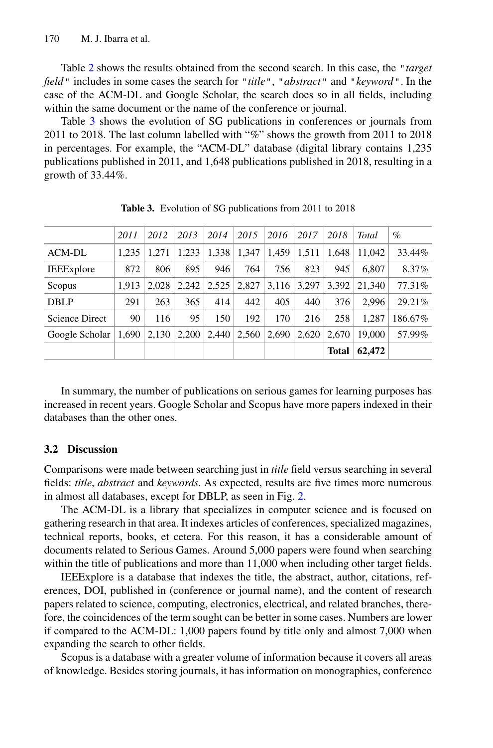Table 2 shows the results obtained from the second search. In this case, the "*target field*" includes in some cases the search for "*title*", "*abstract*" and "*keyword*". In the case of the ACM-DL and Google Scholar, the search does so in all fields, including within the same document or the name of the conference or journal.

Table 3 shows the evolution of SG publications in conferences or journals from 2011 to 2018. The last column labelled with "%" shows the growth from 2011 to 2018 in percentages. For example, the "ACM-DL" database (digital library contains 1,235 publications published in 2011, and 1,648 publications published in 2018, resulting in a growth of 33.44%.

**Table 3.** Evolution of SG publications from 2011 to 2018

| | *2011* | *2012* | *2013* | *2014* | *2015* | *2016* | *2017* | *2018* | *Total* | *%* |
|---|---|---|---|---|---|---|---|---|---|---|
| ACM-DL | 1,235 | 1,271 | 1,233 | 1,338 | 1,347 | 1,459 | 1,511 | 1,648 | 11,042 | 33.44% |
| IEEExplore | 872 | 806 | 895 | 946 | 764 | 756 | 823 | 945 | 6,807 | 8.37% |
| Scopus | 1,913 | 2,028 | 2,242 | 2,525 | 2,827 | 3,116 | 3,297 | 3,392 | 21,340 | 77.31% |
| DBLP | 291 | 263 | 365 | 414 | 442 | 405 | 440 | 376 | 2,996 | 29.21% |
| Science Direct | 90 | 116 | 95 | 150 | 192 | 170 | 216 | 258 | 1,287 | 186.67% |
| Google Scholar | 1,690 | 2,130 | 2,200 | 2,440 | 2,560 | 2,690 | 2,620 | 2,670 | 19,000 | 57.99% |
| | | | | | | | | **Total** | **62,472** | |

In summary, the number of publications on serious games for learning purposes has increased in recent years. Google Scholar and Scopus have more papers indexed in their databases than the other ones.

### 3.2 Discussion

Comparisons were made between searching just in *title* field versus searching in several fields: *title*, *abstract* and *keywords.* As expected, results are five times more numerous in almost all databases, except for DBLP, as seen in Fig. 2.

The ACM-DL is a library that specializes in computer science and is focused on gathering research in that area. It indexes articles of conferences, specialized magazines, technical reports, books, et cetera. For this reason, it has a considerable amount of documents related to Serious Games. Around 5,000 papers were found when searching within the title of publications and more than 11,000 when including other target fields.

IEEExplore is a database that indexes the title, the abstract, author, citations, references, DOI, published in (conference or journal name), and the content of research papers related to science, computing, electronics, electrical, and related branches, therefore, the coincidences of the term sought can be better in some cases. Numbers are lower if compared to the ACM-DL: 1,000 papers found by title only and almost 7,000 when expanding the search to other fields.

Scopus is a database with a greater volume of information because it covers all areas of knowledge. Besides storing journals, it has information on monographies, conference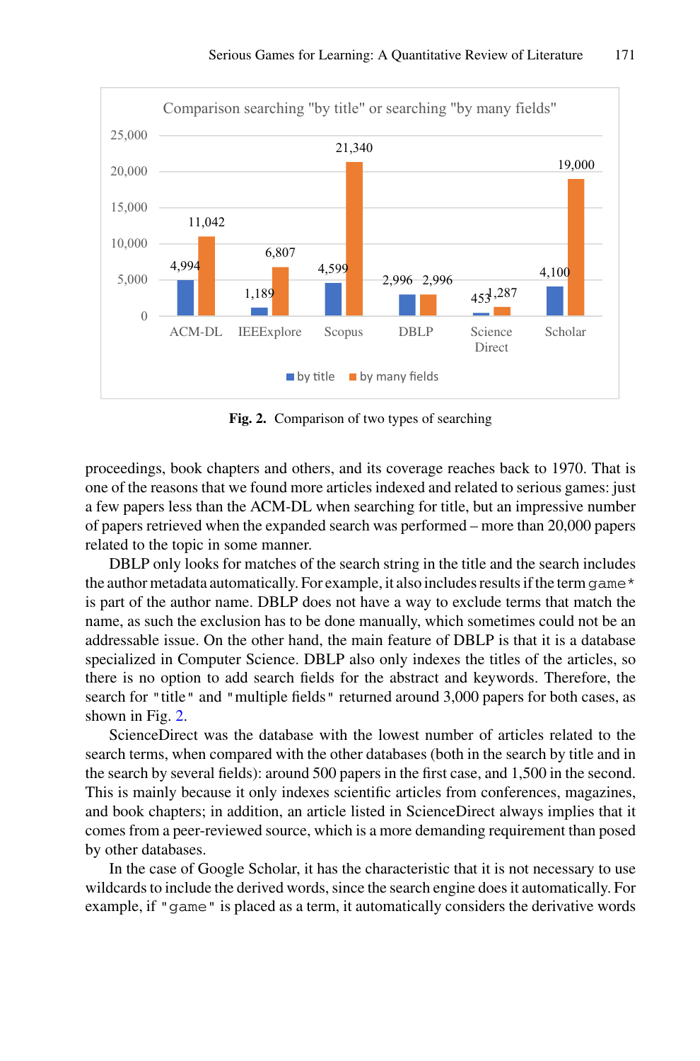Comparison searching "by title" or searching "by many fields"

| | ACM-DL | IEEExplore | Scopus | DBLP | Science Direct | Scholar |
|---|---|---|---|---|---|---|
| by title | 4,994 | 1,189 | 4,599 | 2,996 | 453 | 4,100 |
| by many fields | 11,042 | 6,807 | 21,340 | 2,996 | 1,287 | 19,000 |

**Fig. 2.** Comparison of two types of searching

proceedings, book chapters and others, and its coverage reaches back to 1970. That is one of the reasons that we found more articles indexed and related to serious games: just a few papers less than the ACM-DL when searching for title, but an impressive number of papers retrieved when the expanded search was performed – more than 20,000 papers related to the topic in some manner.

DBLP only looks for matches of the search string in the title and the search includes the author metadata automatically. For example, it also includes results if the term `game*` is part of the author name. DBLP does not have a way to exclude terms that match the name, as such the exclusion has to be done manually, which sometimes could not be an addressable issue. On the other hand, the main feature of DBLP is that it is a database specialized in Computer Science. DBLP also only indexes the titles of the articles, so there is no option to add search fields for the abstract and keywords. Therefore, the search for "title" and "multiple fields" returned around 3,000 papers for both cases, as shown in Fig. 2.

ScienceDirect was the database with the lowest number of articles related to the search terms, when compared with the other databases (both in the search by title and in the search by several fields): around 500 papers in the first case, and 1,500 in the second. This is mainly because it only indexes scientific articles from conferences, magazines, and book chapters; in addition, an article listed in ScienceDirect always implies that it comes from a peer-reviewed source, which is a more demanding requirement than posed by other databases.

In the case of Google Scholar, it has the characteristic that it is not necessary to use wildcards to include the derived words, since the search engine does it automatically. For example, if `"game"` is placed as a term, it automatically considers the derivative words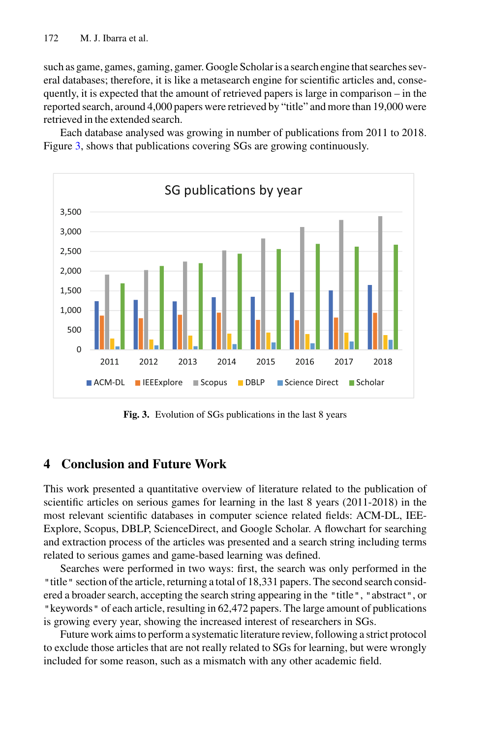such as game, games, gaming, gamer. Google Scholar is a search engine that searches several databases; therefore, it is like a metasearch engine for scientific articles and, consequently, it is expected that the amount of retrieved papers is large in comparison – in the reported search, around 4,000 papers were retrieved by "title" and more than 19,000 were retrieved in the extended search.

Each database analysed was growing in number of publications from 2011 to 2018. Figure 3, shows that publications covering SGs are growing continuously.

**Fig. 3.** Evolution of SGs publications in the last 8 years

## 4 Conclusion and Future Work

This work presented a quantitative overview of literature related to the publication of scientific articles on serious games for learning in the last 8 years (2011-2018) in the most relevant scientific databases in computer science related fields: ACM-DL, IEEExplore, Scopus, DBLP, ScienceDirect, and Google Scholar. A flowchart for searching and extraction process of the articles was presented and a search string including terms related to serious games and game-based learning was defined.

Searches were performed in two ways: first, the search was only performed in the "title" section of the article, returning a total of 18,331 papers. The second search considered a broader search, accepting the search string appearing in the "title", "abstract", or "keywords" of each article, resulting in 62,472 papers. The large amount of publications is growing every year, showing the increased interest of researchers in SGs.

Future work aims to perform a systematic literature review, following a strict protocol to exclude those articles that are not really related to SGs for learning, but were wrongly included for some reason, such as a mismatch with any other academic field.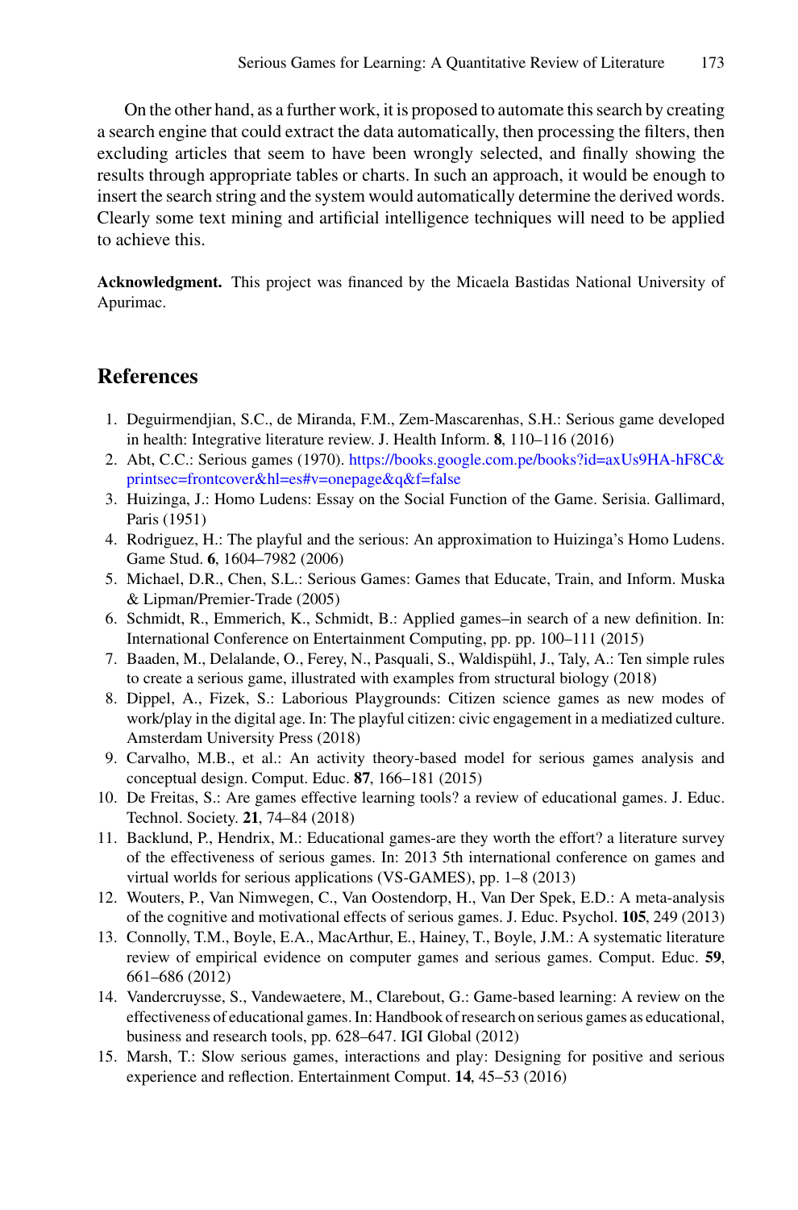On the other hand, as a further work, it is proposed to automate this search by creating a search engine that could extract the data automatically, then processing the filters, then excluding articles that seem to have been wrongly selected, and finally showing the results through appropriate tables or charts. In such an approach, it would be enough to insert the search string and the system would automatically determine the derived words. Clearly some text mining and artificial intelligence techniques will need to be applied to achieve this.

**Acknowledgment.** This project was financed by the Micaela Bastidas National University of Apurimac.

## References

1. Deguirmendjian, S.C., de Miranda, F.M., Zem-Mascarenhas, S.H.: Serious game developed in health: Integrative literature review. J. Health Inform. **8**, 110–116 (2016)
2. Abt, C.C.: Serious games (1970). https://books.google.com.pe/books?id=axUs9HA-hF8C&printsec=frontcover&hl=es#v=onepage&q&f=false
3. Huizinga, J.: Homo Ludens: Essay on the Social Function of the Game. Serisia. Gallimard, Paris (1951)
4. Rodriguez, H.: The playful and the serious: An approximation to Huizinga's Homo Ludens. Game Stud. **6**, 1604–7982 (2006)
5. Michael, D.R., Chen, S.L.: Serious Games: Games that Educate, Train, and Inform. Muska & Lipman/Premier-Trade (2005)
6. Schmidt, R., Emmerich, K., Schmidt, B.: Applied games–in search of a new definition. In: International Conference on Entertainment Computing, pp. pp. 100–111 (2015)
7. Baaden, M., Delalande, O., Ferey, N., Pasquali, S., Waldispühl, J., Taly, A.: Ten simple rules to create a serious game, illustrated with examples from structural biology (2018)
8. Dippel, A., Fizek, S.: Laborious Playgrounds: Citizen science games as new modes of work/play in the digital age. In: The playful citizen: civic engagement in a mediatized culture. Amsterdam University Press (2018)
9. Carvalho, M.B., et al.: An activity theory-based model for serious games analysis and conceptual design. Comput. Educ. **87**, 166–181 (2015)
10. De Freitas, S.: Are games effective learning tools? a review of educational games. J. Educ. Technol. Society. **21**, 74–84 (2018)
11. Backlund, P., Hendrix, M.: Educational games-are they worth the effort? a literature survey of the effectiveness of serious games. In: 2013 5th international conference on games and virtual worlds for serious applications (VS-GAMES), pp. 1–8 (2013)
12. Wouters, P., Van Nimwegen, C., Van Oostendorp, H., Van Der Spek, E.D.: A meta-analysis of the cognitive and motivational effects of serious games. J. Educ. Psychol. **105**, 249 (2013)
13. Connolly, T.M., Boyle, E.A., MacArthur, E., Hainey, T., Boyle, J.M.: A systematic literature review of empirical evidence on computer games and serious games. Comput. Educ. **59**, 661–686 (2012)
14. Vandercruysse, S., Vandewaetere, M., Clarebout, G.: Game-based learning: A review on the effectiveness of educational games. In: Handbook of research on serious games as educational, business and research tools, pp. 628–647. IGI Global (2012)
15. Marsh, T.: Slow serious games, interactions and play: Designing for positive and serious experience and reflection. Entertainment Comput. **14**, 45–53 (2016)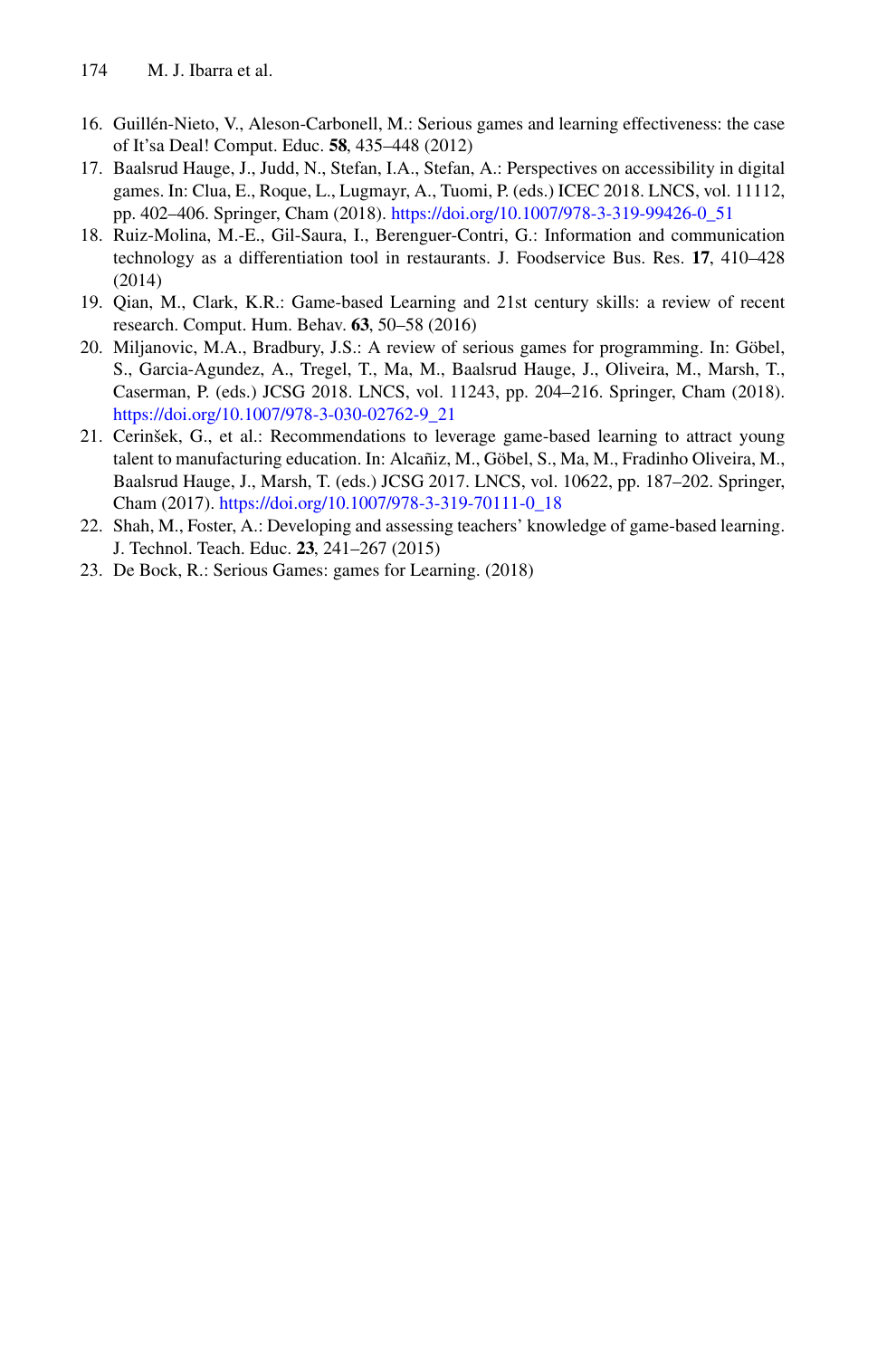16. Guillén-Nieto, V., Aleson-Carbonell, M.: Serious games and learning effectiveness: the case of It'sa Deal! Comput. Educ. **58**, 435–448 (2012)
17. Baalsrud Hauge, J., Judd, N., Stefan, I.A., Stefan, A.: Perspectives on accessibility in digital games. In: Clua, E., Roque, L., Lugmayr, A., Tuomi, P. (eds.) ICEC 2018. LNCS, vol. 11112, pp. 402–406. Springer, Cham (2018). https://doi.org/10.1007/978-3-319-99426-0_51
18. Ruiz-Molina, M.-E., Gil-Saura, I., Berenguer-Contri, G.: Information and communication technology as a differentiation tool in restaurants. J. Foodservice Bus. Res. **17**, 410–428 (2014)
19. Qian, M., Clark, K.R.: Game-based Learning and 21st century skills: a review of recent research. Comput. Hum. Behav. **63**, 50–58 (2016)
20. Miljanovic, M.A., Bradbury, J.S.: A review of serious games for programming. In: Göbel, S., Garcia-Agundez, A., Tregel, T., Ma, M., Baalsrud Hauge, J., Oliveira, M., Marsh, T., Caserman, P. (eds.) JCSG 2018. LNCS, vol. 11243, pp. 204–216. Springer, Cham (2018). https://doi.org/10.1007/978-3-030-02762-9_21
21. Cerinšek, G., et al.: Recommendations to leverage game-based learning to attract young talent to manufacturing education. In: Alcañiz, M., Göbel, S., Ma, M., Fradinho Oliveira, M., Baalsrud Hauge, J., Marsh, T. (eds.) JCSG 2017. LNCS, vol. 10622, pp. 187–202. Springer, Cham (2017). https://doi.org/10.1007/978-3-319-70111-0_18
22. Shah, M., Foster, A.: Developing and assessing teachers' knowledge of game-based learning. J. Technol. Teach. Educ. **23**, 241–267 (2015)
23. De Bock, R.: Serious Games: games for Learning. (2018)